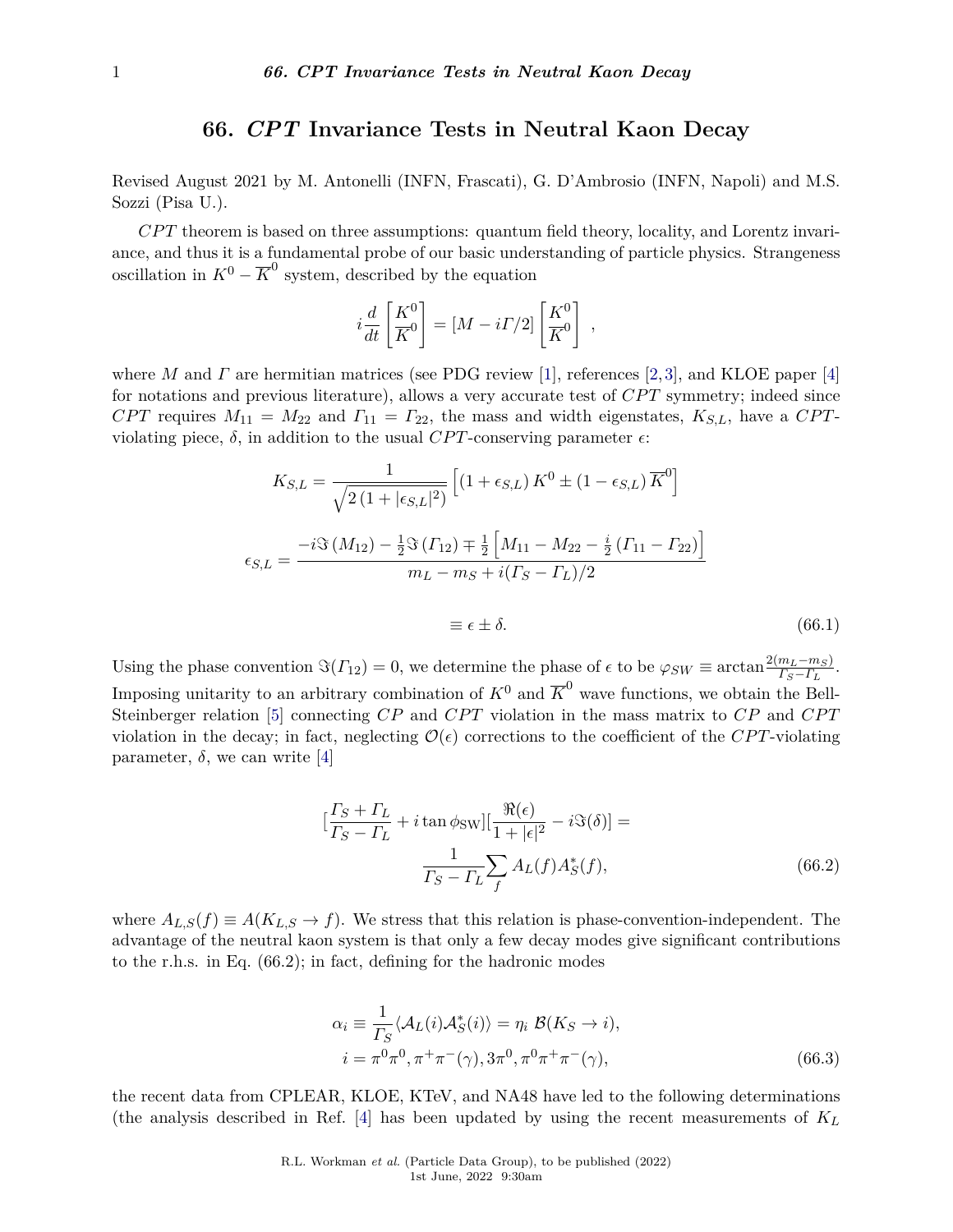# 66. *CPT* Invariance Tests in Neutral Kaon Decay

Revised August 2021 by M. Antonelli (INFN, Frascati), G. D'Ambrosio (INFN, Napoli) and M.S. Sozzi (Pisa U.).

*CPT* theorem is based on three assumptions: quantum field theory, locality, and Lorentz invariance, and thus it is a fundamental probe of our basic understanding of particle physics. Strangeness oscillation in $K^0 - \overline{K}^0$ system, described by the equation

$$i\frac{d}{dt}\begin{bmatrix} K^0 \\ \overline{K}^0 \end{bmatrix} = [M - i\Gamma/2]\begin{bmatrix} K^0 \\ \overline{K}^0 \end{bmatrix} ,$$

where $M$ and $\Gamma$ are hermitian matrices (see PDG review [1], references [2,3], and KLOE paper [4] for notations and previous literature), allows a very accurate test of *CPT* symmetry; indeed since *CPT* requires $M_{11} = M_{22}$ and $\Gamma_{11} = \Gamma_{22}$, the mass and width eigenstates, $K_{S,L}$, have a *CPT*-violating piece, $\delta$, in addition to the usual *CPT*-conserving parameter $\epsilon$:

$$K_{S,L} = \frac{1}{\sqrt{2\left(1 + |\epsilon_{S,L}|^2\right)}}\left[\left(1 + \epsilon_{S,L}\right)K^0 \pm \left(1 - \epsilon_{S,L}\right)\overline{K}^0\right]$$

$$\epsilon_{S,L} = \frac{-i\Im\left(M_{12}\right) - \frac{1}{2}\Im\left(\Gamma_{12}\right) \mp \frac{1}{2}\left[M_{11} - M_{22} - \frac{i}{2}\left(\Gamma_{11} - \Gamma_{22}\right)\right]}{m_L - m_S + i(\Gamma_S - \Gamma_L)/2}$$

$$\equiv \epsilon \pm \delta. \tag{66.1}$$

Using the phase convention $\Im(\Gamma_{12}) = 0$, we determine the phase of $\epsilon$ to be $\varphi_{SW} \equiv \arctan\frac{2(m_L - m_S)}{\Gamma_S - \Gamma_L}$. Imposing unitarity to an arbitrary combination of $K^0$ and $\overline{K}^0$ wave functions, we obtain the Bell-Steinberger relation [5] connecting *CP* and *CPT* violation in the mass matrix to *CP* and *CPT* violation in the decay; in fact, neglecting $\mathcal{O}(\epsilon)$ corrections to the coefficient of the *CPT*-violating parameter, $\delta$, we can write [4]

$$\left[\frac{\Gamma_S + \Gamma_L}{\Gamma_S - \Gamma_L} + i\tan\phi_{\rm SW}\right]\left[\frac{\Re(\epsilon)}{1 + |\epsilon|^2} - i\Im(\delta)\right] = \frac{1}{\Gamma_S - \Gamma_L}\sum_f A_L(f)A_S^*(f), \tag{66.2}$$

where $A_{L,S}(f) \equiv A(K_{L,S} \to f)$. We stress that this relation is phase-convention-independent. The advantage of the neutral kaon system is that only a few decay modes give significant contributions to the r.h.s. in Eq. (66.2); in fact, defining for the hadronic modes

$$\alpha_i \equiv \frac{1}{\Gamma_S}\langle\mathcal{A}_L(i)\mathcal{A}_S^*(i)\rangle = \eta_i\ \mathcal{B}(K_S \to i),$$
$$i = \pi^0\pi^0, \pi^+\pi^-(\gamma), 3\pi^0, \pi^0\pi^+\pi^-(\gamma), \tag{66.3}$$

the recent data from CPLEAR, KLOE, KTeV, and NA48 have led to the following determinations (the analysis described in Ref. [4] has been updated by using the recent measurements of $K_L$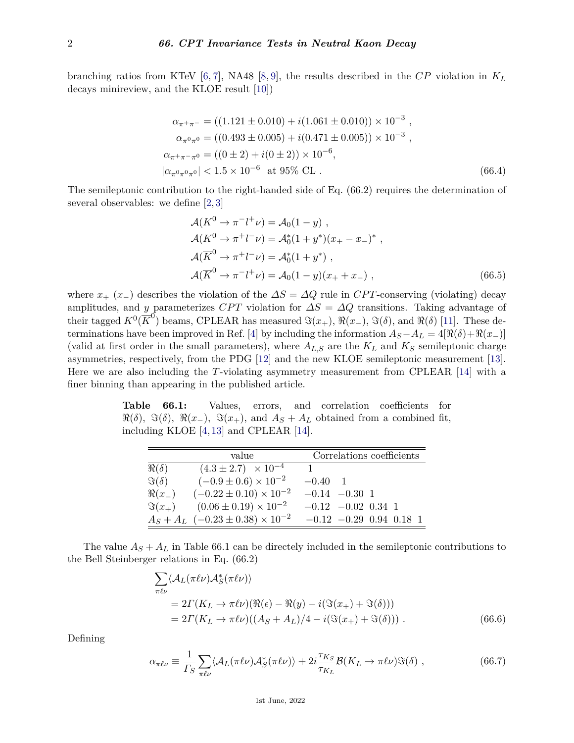branching ratios from KTeV [6,7], NA48 [8,9], the results described in the $CP$ violation in $K_L$ decays minireview, and the KLOE result [10])

$$
\begin{aligned}
\alpha_{\pi^+\pi^-} &= ((1.121 \pm 0.010) + i(1.061 \pm 0.010)) \times 10^{-3} \ , \\
\alpha_{\pi^0\pi^0} &= ((0.493 \pm 0.005) + i(0.471 \pm 0.005)) \times 10^{-3} \ , \\
\alpha_{\pi^+\pi^-\pi^0} &= ((0 \pm 2) + i(0 \pm 2)) \times 10^{-6}, \\
|\alpha_{\pi^0\pi^0\pi^0}| &< 1.5 \times 10^{-6} \ \text{ at 95\% CL} \ .
\end{aligned} \tag{66.4}
$$

The semileptonic contribution to the right-handed side of Eq. (66.2) requires the determination of several observables: we define [2,3]

$$
\begin{aligned}
\mathcal{A}(K^0 \to \pi^- l^+ \nu) &= \mathcal{A}_0(1 - y) \ , \\
\mathcal{A}(K^0 \to \pi^+ l^- \nu) &= \mathcal{A}_0^*(1 + y^*)(x_+ - x_-)^* \ , \\
\mathcal{A}(\overline{K}^0 \to \pi^+ l^- \nu) &= \mathcal{A}_0^*(1 + y^*) \ , \\
\mathcal{A}(\overline{K}^0 \to \pi^- l^+ \nu) &= \mathcal{A}_0(1 - y)(x_+ + x_-) \ ,
\end{aligned} \tag{66.5}
$$

where $x_+$ ($x_-$) describes the violation of the $\Delta S = \Delta Q$ rule in $CPT$-conserving (violating) decay amplitudes, and $y$ parameterizes $CPT$ violation for $\Delta S = \Delta Q$ transitions. Taking advantage of their tagged $K^0(\overline{K}^0)$ beams, CPLEAR has measured $\Im(x_+)$, $\Re(x_-)$, $\Im(\delta)$, and $\Re(\delta)$ [11]. These determinations have been improved in Ref. [4] by including the information $A_S - A_L = 4[\Re(\delta) + \Re(x_-)]$ (valid at first order in the small parameters), where $A_{L,S}$ are the $K_L$ and $K_S$ semileptonic charge asymmetries, respectively, from the PDG [12] and the new KLOE semileptonic measurement [13]. Here we are also including the $T$-violating asymmetry measurement from CPLEAR [14] with a finer binning than appearing in the published article.

**Table 66.1:** Values, errors, and correlation coefficients for $\Re(\delta)$, $\Im(\delta)$, $\Re(x_-)$, $\Im(x_+)$, and $A_S + A_L$ obtained from a combined fit, including KLOE [4,13] and CPLEAR [14].

| | value | Correlations coefficients | | | | |
|---|---|---|---|---|---|---|
| $\Re(\delta)$ | $(4.3 \pm 2.7) \ \times 10^{-4}$ | 1 | | | | |
| $\Im(\delta)$ | $(-0.9 \pm 0.6) \times 10^{-2}$ | $-0.40$ | 1 | | | |
| $\Re(x_-)$ | $(-0.22 \pm 0.10) \times 10^{-2}$ | $-0.14$ | $-0.30$ | 1 | | |
| $\Im(x_+)$ | $(0.06 \pm 0.19) \times 10^{-2}$ | $-0.12$ | $-0.02$ | 0.34 | 1 | |
| $A_S + A_L$ | $(-0.23 \pm 0.38) \times 10^{-2}$ | $-0.12$ | $-0.29$ | 0.94 | 0.18 | 1 |

The value $A_S + A_L$ in Table 66.1 can be directely included in the semileptonic contributions to the Bell Steinberger relations in Eq. (66.2)

$$
\begin{aligned}
&\sum_{\pi\ell\nu} \langle \mathcal{A}_L(\pi\ell\nu) \mathcal{A}_S^*(\pi\ell\nu) \rangle \\
&\quad = 2\Gamma(K_L \to \pi\ell\nu)(\Re(\epsilon) - \Re(y) - i(\Im(x_+) + \Im(\delta))) \\
&\quad = 2\Gamma(K_L \to \pi\ell\nu)((A_S + A_L)/4 - i(\Im(x_+) + \Im(\delta))) \ .
\end{aligned} \tag{66.6}
$$

Defining

$$
\alpha_{\pi\ell\nu} \equiv \frac{1}{\Gamma_S} \sum_{\pi\ell\nu} \langle \mathcal{A}_L(\pi\ell\nu) \mathcal{A}_S^*(\pi\ell\nu) \rangle + 2i \frac{\tau_{K_S}}{\tau_{K_L}} \mathcal{B}(K_L \to \pi\ell\nu) \Im(\delta) \ , \tag{66.7}
$$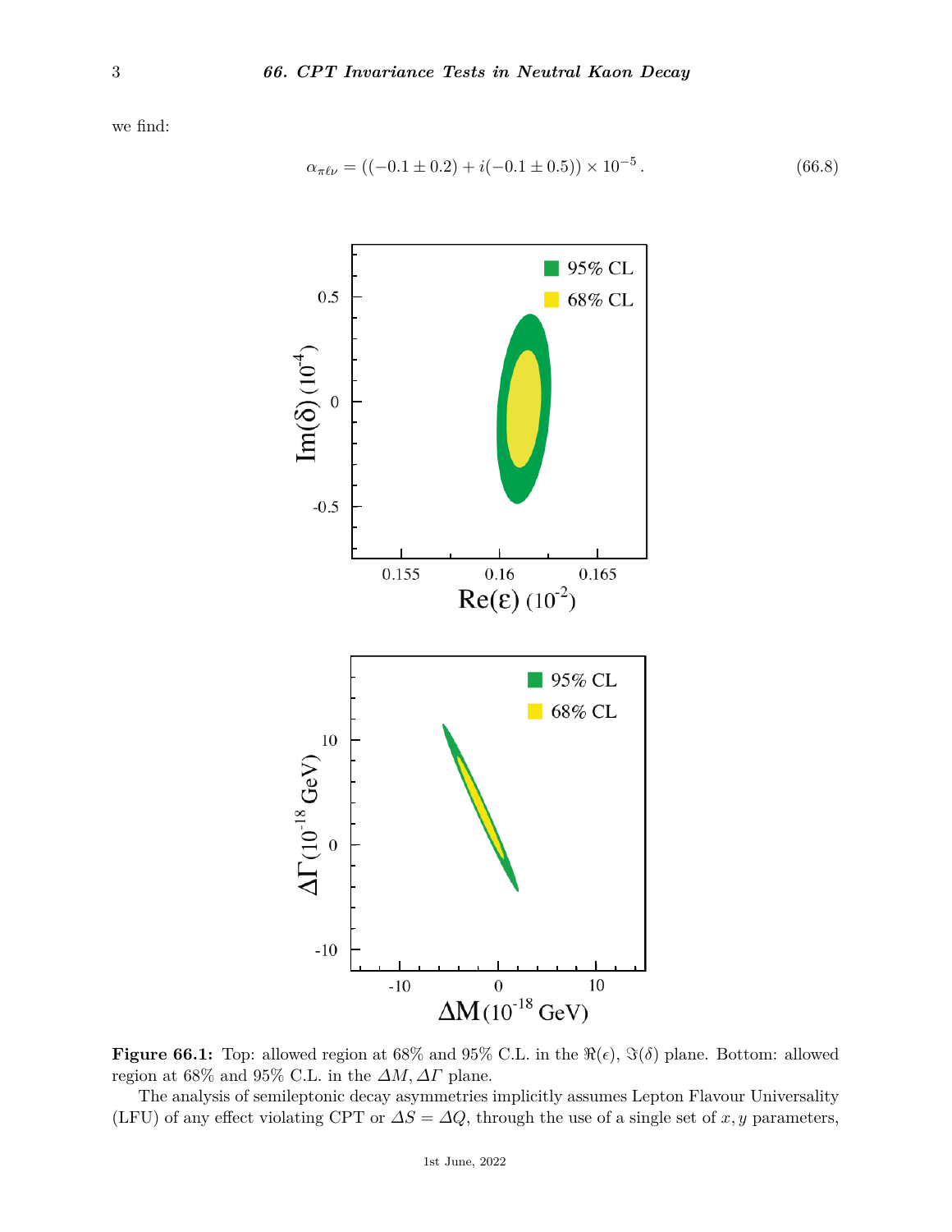we find:

$$\alpha_{\pi\ell\nu} = ((-0.1 \pm 0.2) + i(-0.1 \pm 0.5)) \times 10^{-5}\,. \tag{66.8}$$

**Figure 66.1:** Top: allowed region at 68% and 95% C.L. in the $\Re(\epsilon)$, $\Im(\delta)$ plane. Bottom: allowed region at 68% and 95% C.L. in the $\Delta M, \Delta\Gamma$ plane.

The analysis of semileptonic decay asymmetries implicitly assumes Lepton Flavour Universality (LFU) of any effect violating CPT or $\Delta S = \Delta Q$, through the use of a single set of $x, y$ parameters,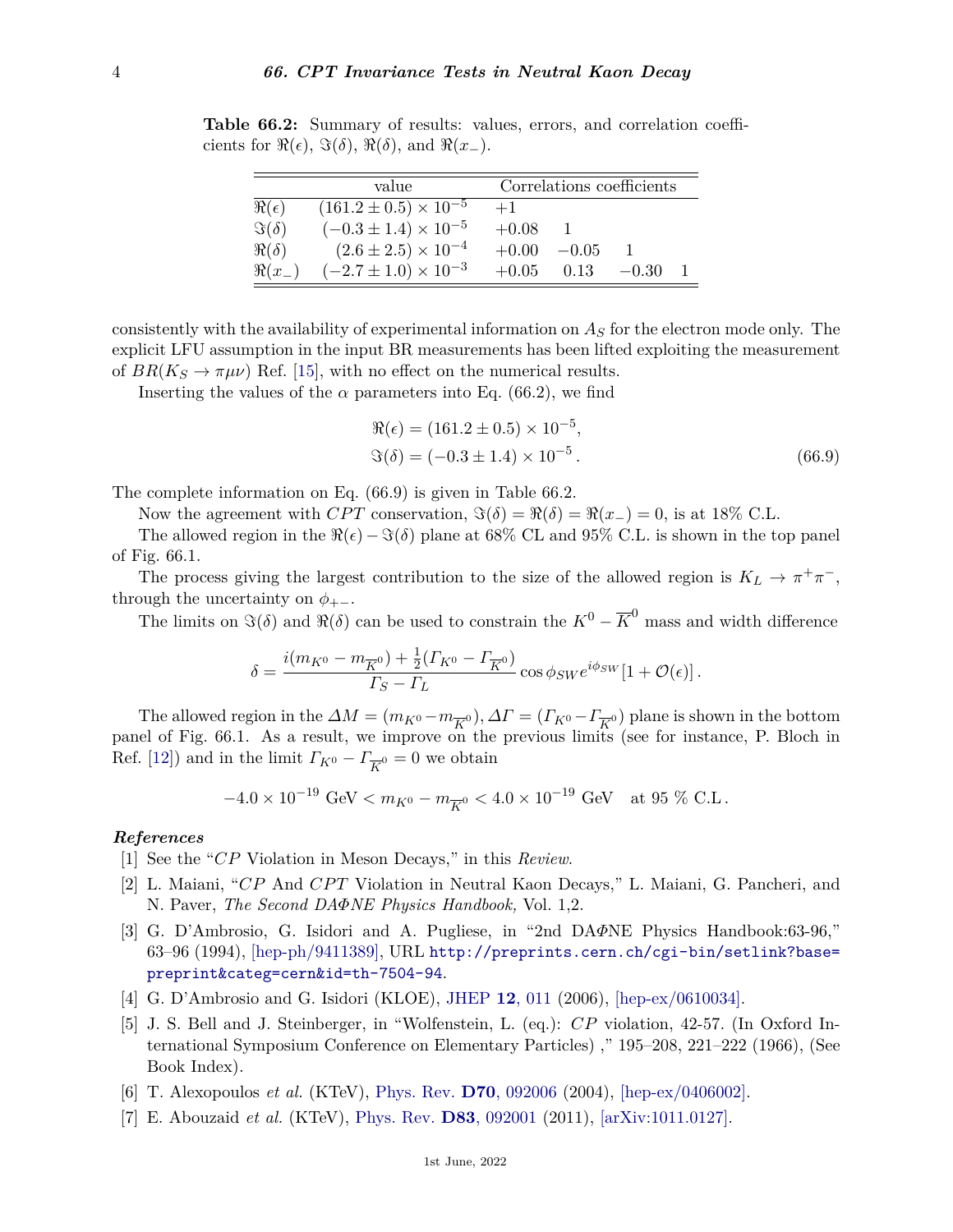**Table 66.2:** Summary of results: values, errors, and correlation coefficients for $\Re(\epsilon)$, $\Im(\delta)$, $\Re(\delta)$, and $\Re(x_-)$.

| | value | Correlations coefficients | | | |
|---|---|---|---|---|---|
| $\Re(\epsilon)$ | $(161.2 \pm 0.5) \times 10^{-5}$ | $+1$ | | | |
| $\Im(\delta)$ | $(-0.3 \pm 1.4) \times 10^{-5}$ | $+0.08$ | $1$ | | |
| $\Re(\delta)$ | $(2.6 \pm 2.5) \times 10^{-4}$ | $+0.00$ | $-0.05$ | $1$ | |
| $\Re(x_-)$ | $(-2.7 \pm 1.0) \times 10^{-3}$ | $+0.05$ | $0.13$ | $-0.30$ | $1$ |

consistently with the availability of experimental information on $A_S$ for the electron mode only. The explicit LFU assumption in the input BR measurements has been lifted exploiting the measurement of $BR(K_S \to \pi\mu\nu)$ Ref. [15], with no effect on the numerical results.

Inserting the values of the $\alpha$ parameters into Eq. (66.2), we find

$$\Re(\epsilon) = (161.2 \pm 0.5) \times 10^{-5},$$
$$\Im(\delta) = (-0.3 \pm 1.4) \times 10^{-5}. \tag{66.9}$$

The complete information on Eq. (66.9) is given in Table 66.2.

Now the agreement with $CPT$ conservation, $\Im(\delta) = \Re(\delta) = \Re(x_-) = 0$, is at 18% C.L.

The allowed region in the $\Re(\epsilon) - \Im(\delta)$ plane at 68% CL and 95% C.L. is shown in the top panel of Fig. 66.1.

The process giving the largest contribution to the size of the allowed region is $K_L \to \pi^+\pi^-$, through the uncertainty on $\phi_{+-}$.

The limits on $\Im(\delta)$ and $\Re(\delta)$ can be used to constrain the $K^0 - \overline{K}^0$ mass and width difference

$$\delta = \frac{i(m_{K^0} - m_{\overline{K}^0}) + \frac{1}{2}(\Gamma_{K^0} - \Gamma_{\overline{K}^0})}{\Gamma_S - \Gamma_L} \cos\phi_{SW} e^{i\phi_{SW}} [1 + \mathcal{O}(\epsilon)].$$

The allowed region in the $\Delta M = (m_{K^0} - m_{\overline{K}^0})$, $\Delta\Gamma = (\Gamma_{K^0} - \Gamma_{\overline{K}^0})$ plane is shown in the bottom panel of Fig. 66.1. As a result, we improve on the previous limits (see for instance, P. Bloch in Ref. [12]) and in the limit $\Gamma_{K^0} - \Gamma_{\overline{K}^0} = 0$ we obtain

$$-4.0 \times 10^{-19}\ \text{GeV} < m_{K^0} - m_{\overline{K}^0} < 4.0 \times 10^{-19}\ \text{GeV} \quad \text{at 95 \% C.L.}$$

***References***

[1] See the "$CP$ Violation in Meson Decays," in this *Review*.

[2] L. Maiani, "$CP$ And $CPT$ Violation in Neutral Kaon Decays," L. Maiani, G. Pancheri, and N. Paver, *The Second DAΦNE Physics Handbook,* Vol. 1,2.

[3] G. D'Ambrosio, G. Isidori and A. Pugliese, in "2nd DAΦNE Physics Handbook:63-96," 63–96 (1994), [hep-ph/9411389], URL http://preprints.cern.ch/cgi-bin/setlink?base=preprint&categ=cern&id=th-7504-94.

[4] G. D'Ambrosio and G. Isidori (KLOE), JHEP **12**, 011 (2006), [hep-ex/0610034].

[5] J. S. Bell and J. Steinberger, in "Wolfenstein, L. (eq.): $CP$ violation, 42-57. (In Oxford International Symposium Conference on Elementary Particles) ," 195–208, 221–222 (1966), (See Book Index).

[6] T. Alexopoulos *et al.* (KTeV), Phys. Rev. **D70**, 092006 (2004), [hep-ex/0406002].

[7] E. Abouzaid *et al.* (KTeV), Phys. Rev. **D83**, 092001 (2011), [arXiv:1011.0127].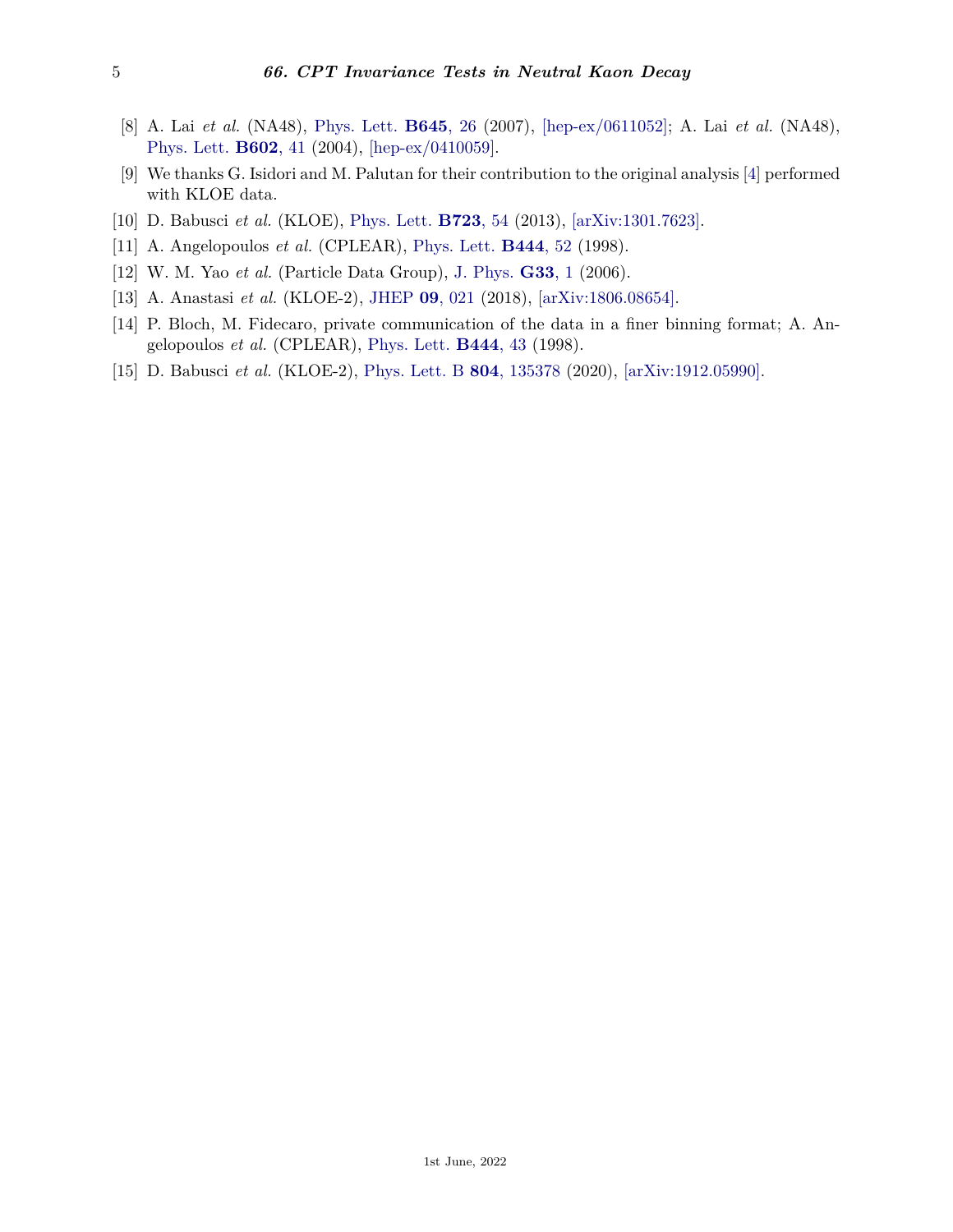[8] A. Lai *et al.* (NA48), Phys. Lett. **B645**, 26 (2007), [hep-ex/0611052]; A. Lai *et al.* (NA48), Phys. Lett. **B602**, 41 (2004), [hep-ex/0410059].

[9] We thanks G. Isidori and M. Palutan for their contribution to the original analysis [4] performed with KLOE data.

[10] D. Babusci *et al.* (KLOE), Phys. Lett. **B723**, 54 (2013), [arXiv:1301.7623].

[11] A. Angelopoulos *et al.* (CPLEAR), Phys. Lett. **B444**, 52 (1998).

[12] W. M. Yao *et al.* (Particle Data Group), J. Phys. **G33**, 1 (2006).

[13] A. Anastasi *et al.* (KLOE-2), JHEP **09**, 021 (2018), [arXiv:1806.08654].

[14] P. Bloch, M. Fidecaro, private communication of the data in a finer binning format; A. Angelopoulos *et al.* (CPLEAR), Phys. Lett. **B444**, 43 (1998).

[15] D. Babusci *et al.* (KLOE-2), Phys. Lett. B **804**, 135378 (2020), [arXiv:1912.05990].